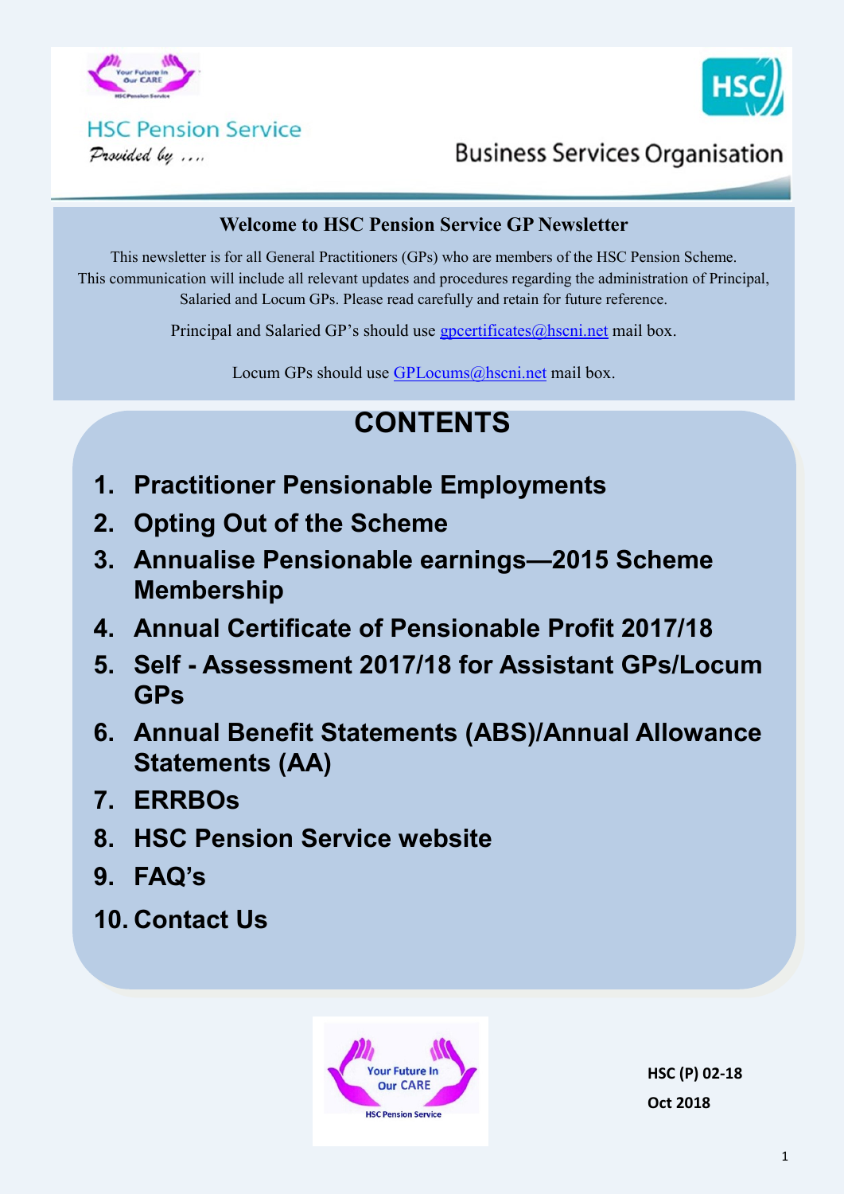HSC Pension Service

*Provided by ....*

Business Services Organisation

## Welcome to HSC Pension Service GP Newsletter

This newsletter is for all General Practitioners (GPs) who are members of the HSC Pension Scheme. This communication will include all relevant updates and procedures regarding the administration of Principal, Salaried and Locum GPs. Please read carefully and retain for future reference.

Principal and Salaried GP's should use gpcertificates@hscni.net mail box.

Locum GPs should use GPLocums@hscni.net mail box.

# CONTENTS

1. **Practitioner Pensionable Employments**
2. **Opting Out of the Scheme**
3. **Annualise Pensionable earnings—2015 Scheme Membership**
4. **Annual Certificate of Pensionable Profit 2017/18**
5. **Self - Assessment 2017/18 for Assistant GPs/Locum GPs**
6. **Annual Benefit Statements (ABS)/Annual Allowance Statements (AA)**
7. **ERRBOs**
8. **HSC Pension Service website**
9. **FAQ's**
10. **Contact Us**

Your Future In Our CARE

HSC Pension Service

HSC (P) 02-18

Oct 2018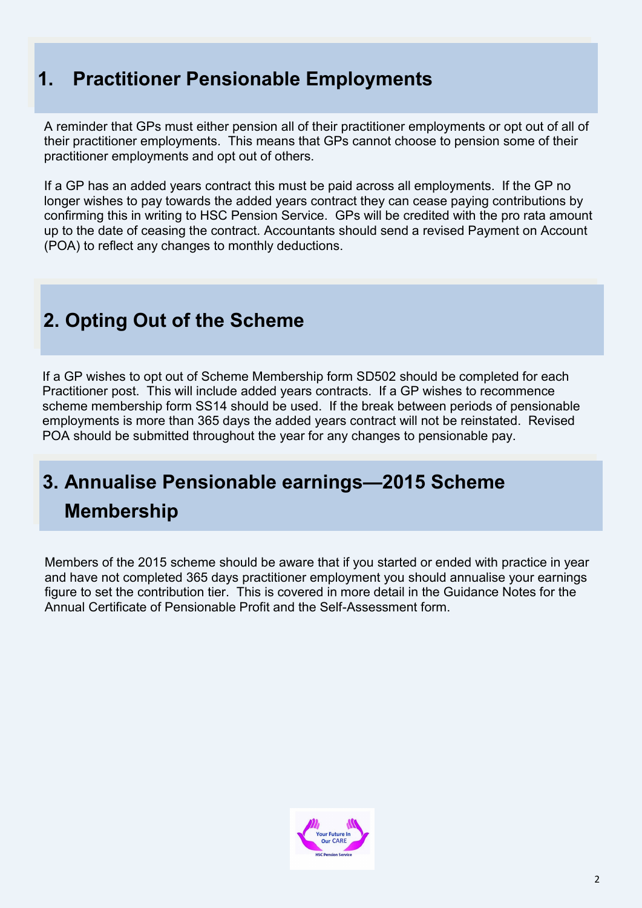## 1. Practitioner Pensionable Employments

A reminder that GPs must either pension all of their practitioner employments or opt out of all of their practitioner employments. This means that GPs cannot choose to pension some of their practitioner employments and opt out of others.

If a GP has an added years contract this must be paid across all employments. If the GP no longer wishes to pay towards the added years contract they can cease paying contributions by confirming this in writing to HSC Pension Service. GPs will be credited with the pro rata amount up to the date of ceasing the contract. Accountants should send a revised Payment on Account (POA) to reflect any changes to monthly deductions.

## 2. Opting Out of the Scheme

If a GP wishes to opt out of Scheme Membership form SD502 should be completed for each Practitioner post. This will include added years contracts. If a GP wishes to recommence scheme membership form SS14 should be used. If the break between periods of pensionable employments is more than 365 days the added years contract will not be reinstated. Revised POA should be submitted throughout the year for any changes to pensionable pay.

## 3. Annualise Pensionable earnings—2015 Scheme Membership

Members of the 2015 scheme should be aware that if you started or ended with practice in year and have not completed 365 days practitioner employment you should annualise your earnings figure to set the contribution tier. This is covered in more detail in the Guidance Notes for the Annual Certificate of Pensionable Profit and the Self-Assessment form.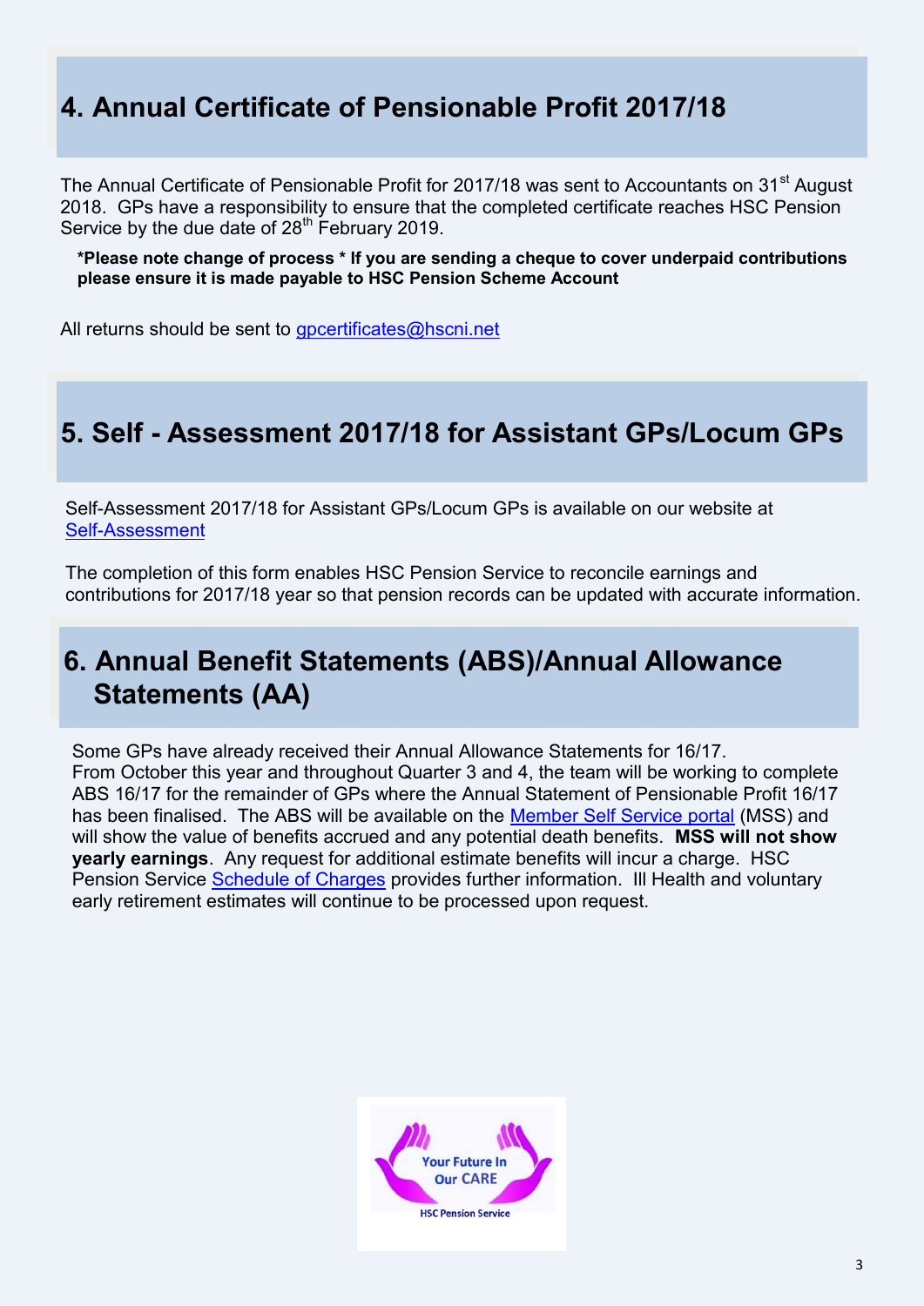## 4. Annual Certificate of Pensionable Profit 2017/18

The Annual Certificate of Pensionable Profit for 2017/18 was sent to Accountants on 31st August 2018. GPs have a responsibility to ensure that the completed certificate reaches HSC Pension Service by the due date of 28th February 2019.

**\*Please note change of process \* If you are sending a cheque to cover underpaid contributions please ensure it is made payable to HSC Pension Scheme Account**

All returns should be sent to gpcertificates@hscni.net

## 5. Self - Assessment 2017/18 for Assistant GPs/Locum GPs

Self-Assessment 2017/18 for Assistant GPs/Locum GPs is available on our website at Self-Assessment

The completion of this form enables HSC Pension Service to reconcile earnings and contributions for 2017/18 year so that pension records can be updated with accurate information.

## 6. Annual Benefit Statements (ABS)/Annual Allowance Statements (AA)

Some GPs have already received their Annual Allowance Statements for 16/17. From October this year and throughout Quarter 3 and 4, the team will be working to complete ABS 16/17 for the remainder of GPs where the Annual Statement of Pensionable Profit 16/17 has been finalised. The ABS will be available on the Member Self Service portal (MSS) and will show the value of benefits accrued and any potential death benefits. **MSS will not show yearly earnings**. Any request for additional estimate benefits will incur a charge. HSC Pension Service Schedule of Charges provides further information. Ill Health and voluntary early retirement estimates will continue to be processed upon request.

Your Future In Our CARE

HSC Pension Service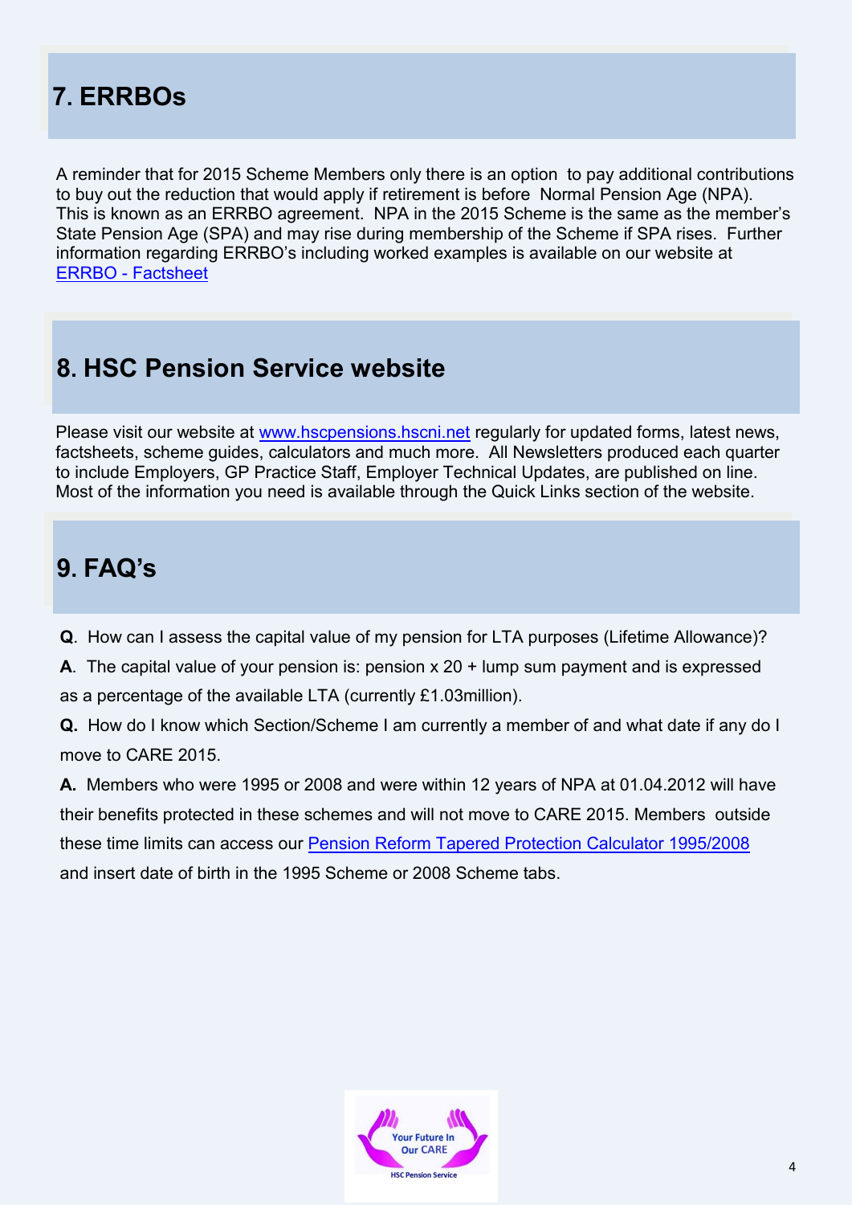## 7. ERRBOs

A reminder that for 2015 Scheme Members only there is an option to pay additional contributions to buy out the reduction that would apply if retirement is before Normal Pension Age (NPA). This is known as an ERRBO agreement. NPA in the 2015 Scheme is the same as the member's State Pension Age (SPA) and may rise during membership of the Scheme if SPA rises. Further information regarding ERRBO's including worked examples is available on our website at ERRBO - Factsheet

## 8. HSC Pension Service website

Please visit our website at www.hscpensions.hscni.net regularly for updated forms, latest news, factsheets, scheme guides, calculators and much more. All Newsletters produced each quarter to include Employers, GP Practice Staff, Employer Technical Updates, are published on line. Most of the information you need is available through the Quick Links section of the website.

## 9. FAQ's

**Q**. How can I assess the capital value of my pension for LTA purposes (Lifetime Allowance)?

**A**. The capital value of your pension is: pension x 20 + lump sum payment and is expressed as a percentage of the available LTA (currently £1.03million).

**Q.** How do I know which Section/Scheme I am currently a member of and what date if any do I move to CARE 2015.

**A.** Members who were 1995 or 2008 and were within 12 years of NPA at 01.04.2012 will have their benefits protected in these schemes and will not move to CARE 2015. Members outside these time limits can access our Pension Reform Tapered Protection Calculator 1995/2008 and insert date of birth in the 1995 Scheme or 2008 Scheme tabs.

Your Future In Our CARE

HSC Pension Service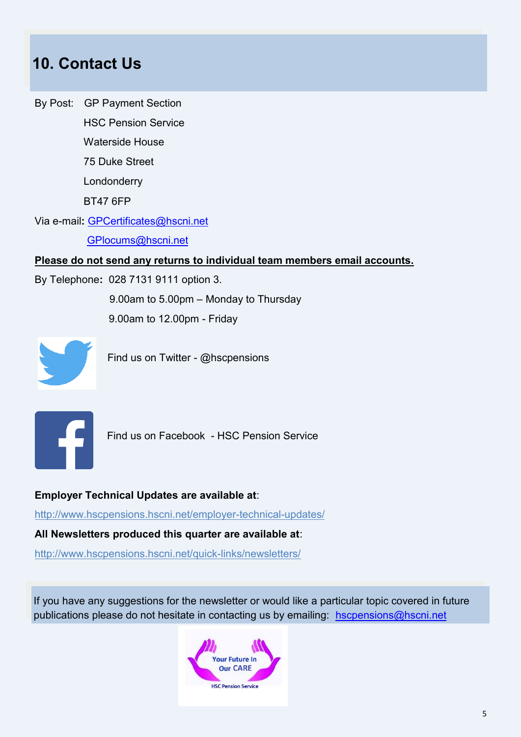## 10. Contact Us

By Post: GP Payment Section
HSC Pension Service
Waterside House
75 Duke Street
Londonderry
BT47 6FP

Via e-mail**:** GPCertificates@hscni.net
GPlocums@hscni.net

**Please do not send any returns to individual team members email accounts.**

By Telephone**:** 028 7131 9111 option 3.
9.00am to 5.00pm – Monday to Thursday
9.00am to 12.00pm - Friday

Find us on Twitter - @hscpensions

Find us on Facebook - HSC Pension Service

**Employer Technical Updates are available at**:

http://www.hscpensions.hscni.net/employer-technical-updates/

**All Newsletters produced this quarter are available at**:

http://www.hscpensions.hscni.net/quick-links/newsletters/

If you have any suggestions for the newsletter or would like a particular topic covered in future publications please do not hesitate in contacting us by emailing: hscpensions@hscni.net

Your Future In Our CARE
HSC Pension Service